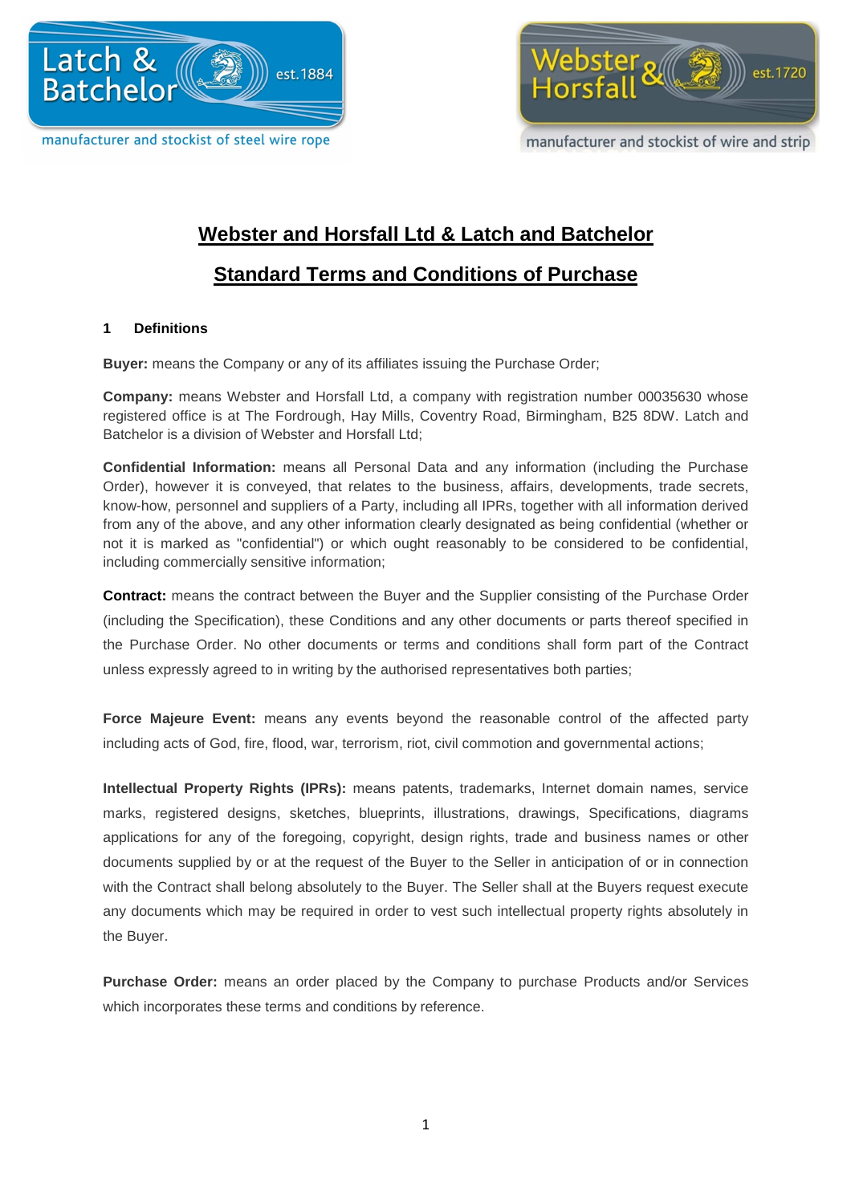# Webster and Horsfall Ltd & Latch and Batchelor

# Standard Terms and Conditions of Purchase

## 1 Definitions

**Buyer:** means the Company or any of its affiliates issuing the Purchase Order;

**Company:** means Webster and Horsfall Ltd, a company with registration number 00035630 whose registered office is at The Fordrough, Hay Mills, Coventry Road, Birmingham, B25 8DW. Latch and Batchelor is a division of Webster and Horsfall Ltd;

**Confidential Information:** means all Personal Data and any information (including the Purchase Order), however it is conveyed, that relates to the business, affairs, developments, trade secrets, know-how, personnel and suppliers of a Party, including all IPRs, together with all information derived from any of the above, and any other information clearly designated as being confidential (whether or not it is marked as "confidential") or which ought reasonably to be considered to be confidential, including commercially sensitive information;

**Contract:** means the contract between the Buyer and the Supplier consisting of the Purchase Order (including the Specification), these Conditions and any other documents or parts thereof specified in the Purchase Order. No other documents or terms and conditions shall form part of the Contract unless expressly agreed to in writing by the authorised representatives both parties;

**Force Majeure Event:** means any events beyond the reasonable control of the affected party including acts of God, fire, flood, war, terrorism, riot, civil commotion and governmental actions;

**Intellectual Property Rights (IPRs):** means patents, trademarks, Internet domain names, service marks, registered designs, sketches, blueprints, illustrations, drawings, Specifications, diagrams applications for any of the foregoing, copyright, design rights, trade and business names or other documents supplied by or at the request of the Buyer to the Seller in anticipation of or in connection with the Contract shall belong absolutely to the Buyer. The Seller shall at the Buyers request execute any documents which may be required in order to vest such intellectual property rights absolutely in the Buyer.

**Purchase Order:** means an order placed by the Company to purchase Products and/or Services which incorporates these terms and conditions by reference.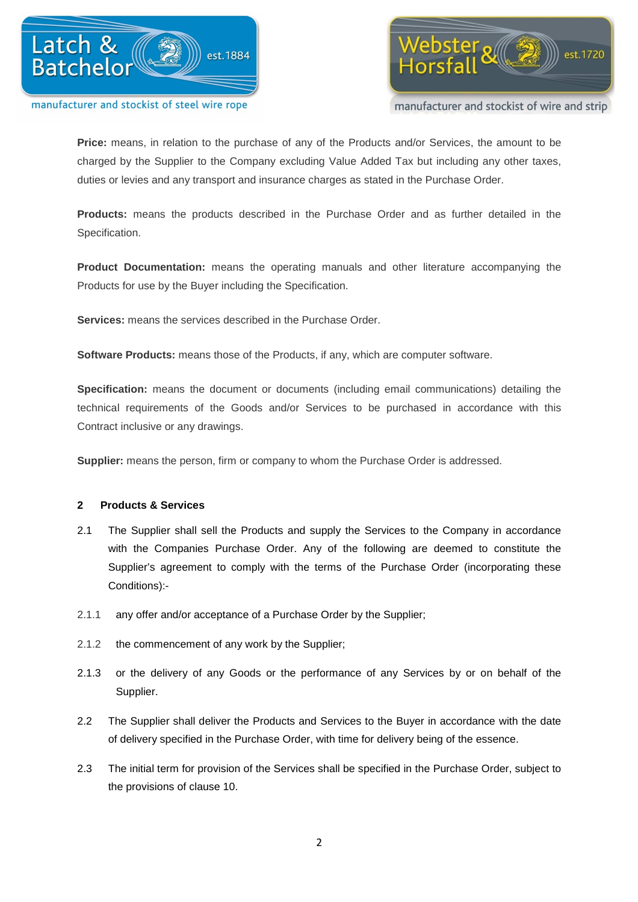**Price:** means, in relation to the purchase of any of the Products and/or Services, the amount to be charged by the Supplier to the Company excluding Value Added Tax but including any other taxes, duties or levies and any transport and insurance charges as stated in the Purchase Order.

**Products:** means the products described in the Purchase Order and as further detailed in the Specification.

**Product Documentation:** means the operating manuals and other literature accompanying the Products for use by the Buyer including the Specification.

**Services:** means the services described in the Purchase Order.

**Software Products:** means those of the Products, if any, which are computer software.

**Specification:** means the document or documents (including email communications) detailing the technical requirements of the Goods and/or Services to be purchased in accordance with this Contract inclusive or any drawings.

**Supplier:** means the person, firm or company to whom the Purchase Order is addressed.

## 2 Products & Services

2.1 The Supplier shall sell the Products and supply the Services to the Company in accordance with the Companies Purchase Order. Any of the following are deemed to constitute the Supplier's agreement to comply with the terms of the Purchase Order (incorporating these Conditions):-

2.1.1 any offer and/or acceptance of a Purchase Order by the Supplier;

2.1.2 the commencement of any work by the Supplier;

2.1.3 or the delivery of any Goods or the performance of any Services by or on behalf of the Supplier.

2.2 The Supplier shall deliver the Products and Services to the Buyer in accordance with the date of delivery specified in the Purchase Order, with time for delivery being of the essence.

2.3 The initial term for provision of the Services shall be specified in the Purchase Order, subject to the provisions of clause 10.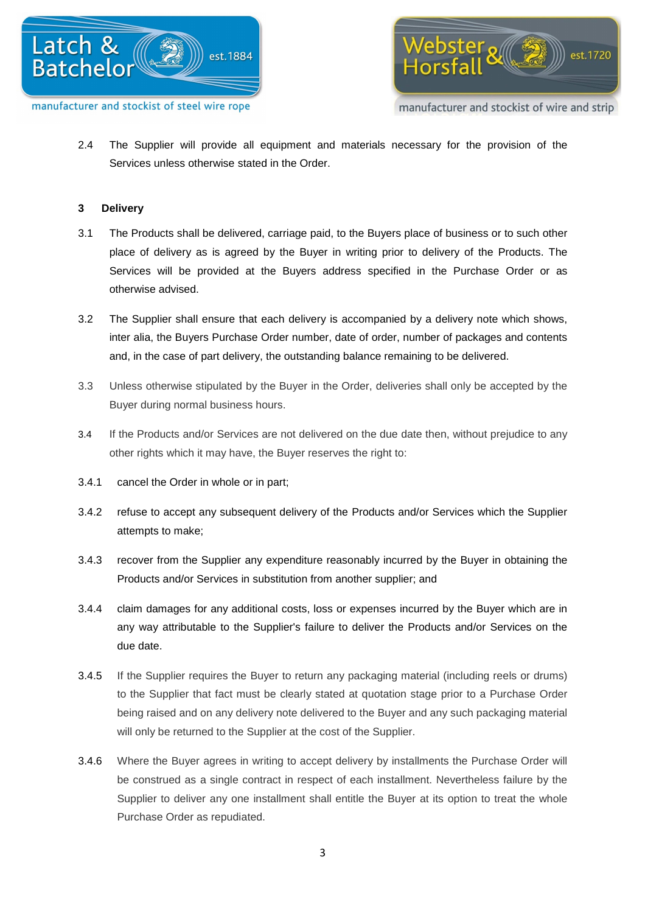2.4 The Supplier will provide all equipment and materials necessary for the provision of the Services unless otherwise stated in the Order.

**3 Delivery**

3.1 The Products shall be delivered, carriage paid, to the Buyers place of business or to such other place of delivery as is agreed by the Buyer in writing prior to delivery of the Products. The Services will be provided at the Buyers address specified in the Purchase Order or as otherwise advised.

3.2 The Supplier shall ensure that each delivery is accompanied by a delivery note which shows, inter alia, the Buyers Purchase Order number, date of order, number of packages and contents and, in the case of part delivery, the outstanding balance remaining to be delivered.

3.3 Unless otherwise stipulated by the Buyer in the Order, deliveries shall only be accepted by the Buyer during normal business hours.

3.4 If the Products and/or Services are not delivered on the due date then, without prejudice to any other rights which it may have, the Buyer reserves the right to:

3.4.1 cancel the Order in whole or in part;

3.4.2 refuse to accept any subsequent delivery of the Products and/or Services which the Supplier attempts to make;

3.4.3 recover from the Supplier any expenditure reasonably incurred by the Buyer in obtaining the Products and/or Services in substitution from another supplier; and

3.4.4 claim damages for any additional costs, loss or expenses incurred by the Buyer which are in any way attributable to the Supplier's failure to deliver the Products and/or Services on the due date.

3.4.5 If the Supplier requires the Buyer to return any packaging material (including reels or drums) to the Supplier that fact must be clearly stated at quotation stage prior to a Purchase Order being raised and on any delivery note delivered to the Buyer and any such packaging material will only be returned to the Supplier at the cost of the Supplier.

3.4.6 Where the Buyer agrees in writing to accept delivery by installments the Purchase Order will be construed as a single contract in respect of each installment. Nevertheless failure by the Supplier to deliver any one installment shall entitle the Buyer at its option to treat the whole Purchase Order as repudiated.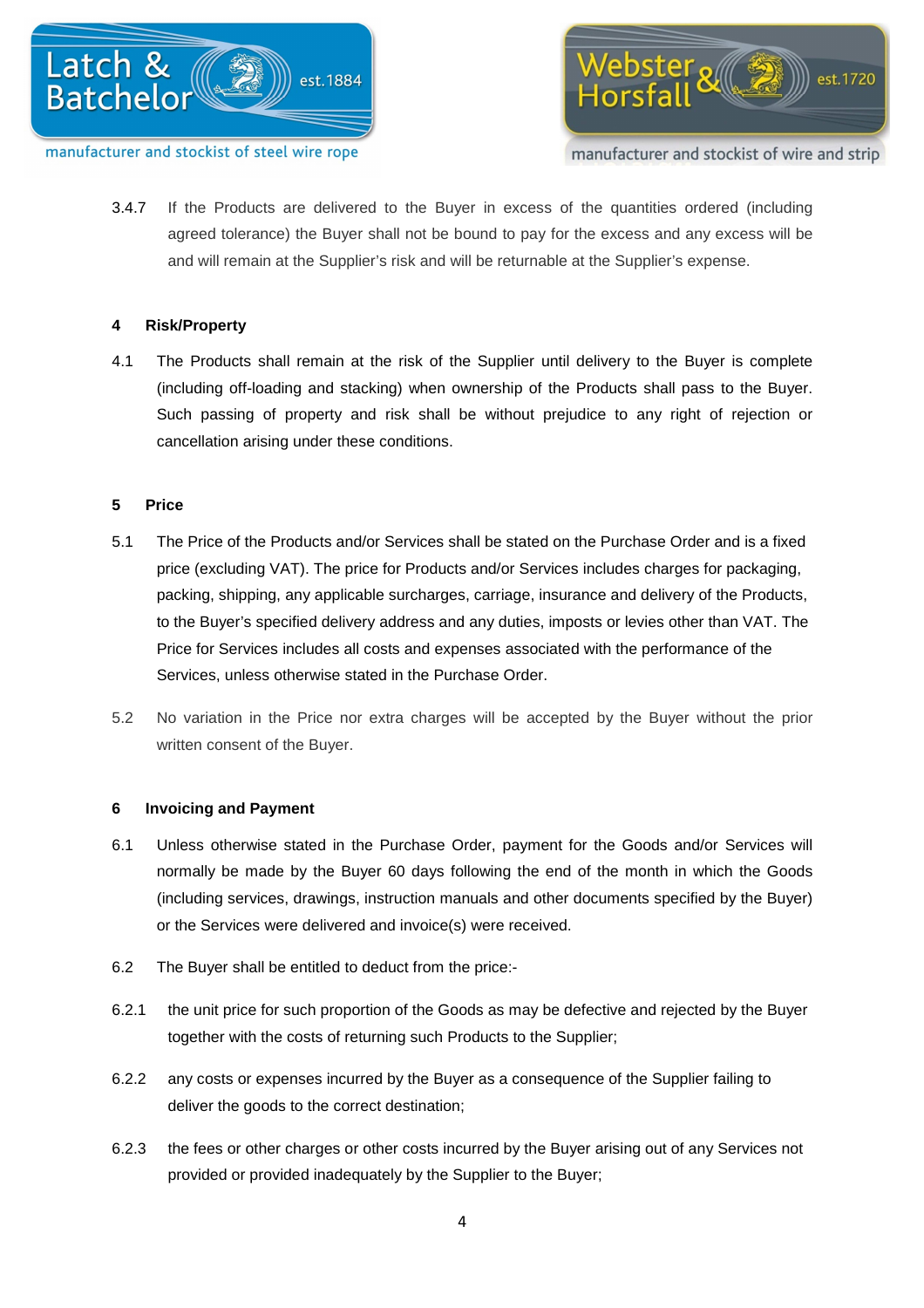3.4.7 If the Products are delivered to the Buyer in excess of the quantities ordered (including agreed tolerance) the Buyer shall not be bound to pay for the excess and any excess will be and will remain at the Supplier's risk and will be returnable at the Supplier's expense.

**4 Risk/Property**

4.1 The Products shall remain at the risk of the Supplier until delivery to the Buyer is complete (including off-loading and stacking) when ownership of the Products shall pass to the Buyer. Such passing of property and risk shall be without prejudice to any right of rejection or cancellation arising under these conditions.

**5 Price**

5.1 The Price of the Products and/or Services shall be stated on the Purchase Order and is a fixed price (excluding VAT). The price for Products and/or Services includes charges for packaging, packing, shipping, any applicable surcharges, carriage, insurance and delivery of the Products, to the Buyer's specified delivery address and any duties, imposts or levies other than VAT. The Price for Services includes all costs and expenses associated with the performance of the Services, unless otherwise stated in the Purchase Order.

5.2 No variation in the Price nor extra charges will be accepted by the Buyer without the prior written consent of the Buyer.

**6 Invoicing and Payment**

6.1 Unless otherwise stated in the Purchase Order, payment for the Goods and/or Services will normally be made by the Buyer 60 days following the end of the month in which the Goods (including services, drawings, instruction manuals and other documents specified by the Buyer) or the Services were delivered and invoice(s) were received.

6.2 The Buyer shall be entitled to deduct from the price:-

6.2.1 the unit price for such proportion of the Goods as may be defective and rejected by the Buyer together with the costs of returning such Products to the Supplier;

6.2.2 any costs or expenses incurred by the Buyer as a consequence of the Supplier failing to deliver the goods to the correct destination;

6.2.3 the fees or other charges or other costs incurred by the Buyer arising out of any Services not provided or provided inadequately by the Supplier to the Buyer;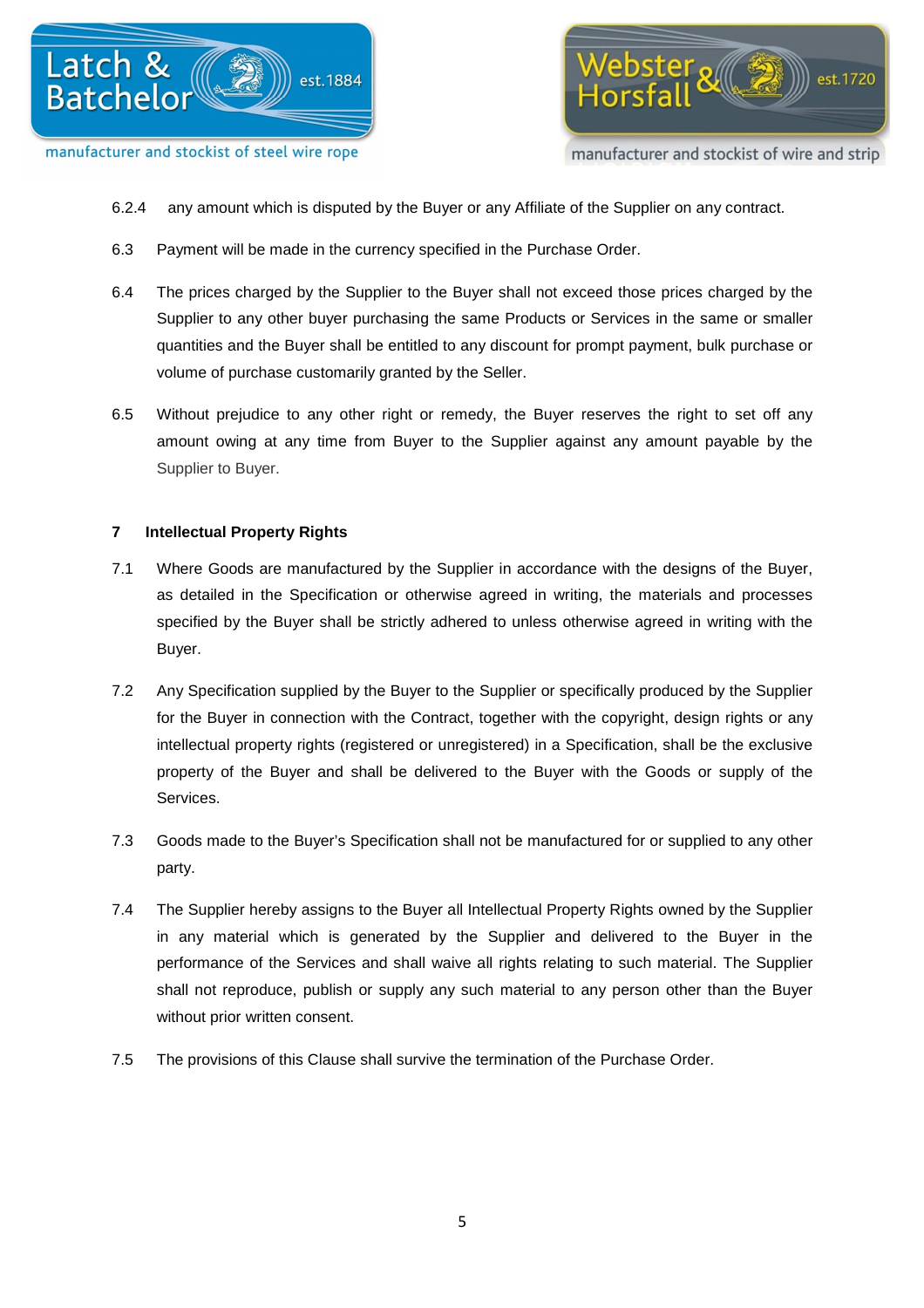6.2.4 any amount which is disputed by the Buyer or any Affiliate of the Supplier on any contract.

6.3 Payment will be made in the currency specified in the Purchase Order.

6.4 The prices charged by the Supplier to the Buyer shall not exceed those prices charged by the Supplier to any other buyer purchasing the same Products or Services in the same or smaller quantities and the Buyer shall be entitled to any discount for prompt payment, bulk purchase or volume of purchase customarily granted by the Seller.

6.5 Without prejudice to any other right or remedy, the Buyer reserves the right to set off any amount owing at any time from Buyer to the Supplier against any amount payable by the Supplier to Buyer.

## 7 Intellectual Property Rights

7.1 Where Goods are manufactured by the Supplier in accordance with the designs of the Buyer, as detailed in the Specification or otherwise agreed in writing, the materials and processes specified by the Buyer shall be strictly adhered to unless otherwise agreed in writing with the Buyer.

7.2 Any Specification supplied by the Buyer to the Supplier or specifically produced by the Supplier for the Buyer in connection with the Contract, together with the copyright, design rights or any intellectual property rights (registered or unregistered) in a Specification, shall be the exclusive property of the Buyer and shall be delivered to the Buyer with the Goods or supply of the Services.

7.3 Goods made to the Buyer's Specification shall not be manufactured for or supplied to any other party.

7.4 The Supplier hereby assigns to the Buyer all Intellectual Property Rights owned by the Supplier in any material which is generated by the Supplier and delivered to the Buyer in the performance of the Services and shall waive all rights relating to such material. The Supplier shall not reproduce, publish or supply any such material to any person other than the Buyer without prior written consent.

7.5 The provisions of this Clause shall survive the termination of the Purchase Order.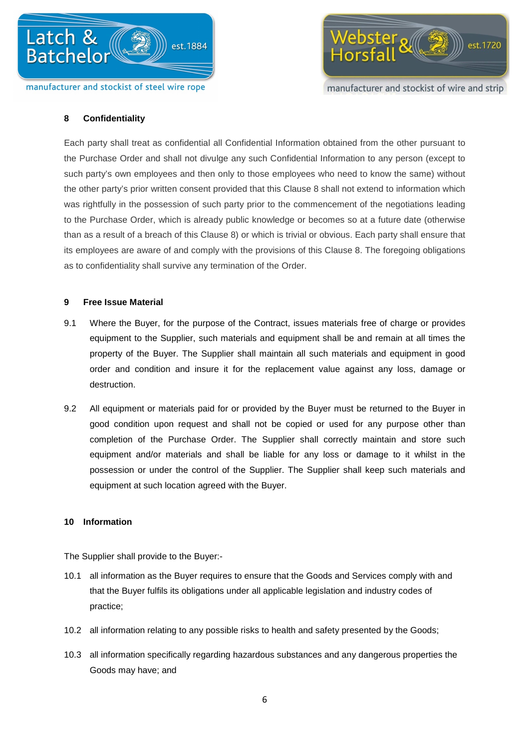## 8 Confidentiality

Each party shall treat as confidential all Confidential Information obtained from the other pursuant to the Purchase Order and shall not divulge any such Confidential Information to any person (except to such party's own employees and then only to those employees who need to know the same) without the other party's prior written consent provided that this Clause 8 shall not extend to information which was rightfully in the possession of such party prior to the commencement of the negotiations leading to the Purchase Order, which is already public knowledge or becomes so at a future date (otherwise than as a result of a breach of this Clause 8) or which is trivial or obvious. Each party shall ensure that its employees are aware of and comply with the provisions of this Clause 8. The foregoing obligations as to confidentiality shall survive any termination of the Order.

## 9 Free Issue Material

9.1 Where the Buyer, for the purpose of the Contract, issues materials free of charge or provides equipment to the Supplier, such materials and equipment shall be and remain at all times the property of the Buyer. The Supplier shall maintain all such materials and equipment in good order and condition and insure it for the replacement value against any loss, damage or destruction.

9.2 All equipment or materials paid for or provided by the Buyer must be returned to the Buyer in good condition upon request and shall not be copied or used for any purpose other than completion of the Purchase Order. The Supplier shall correctly maintain and store such equipment and/or materials and shall be liable for any loss or damage to it whilst in the possession or under the control of the Supplier. The Supplier shall keep such materials and equipment at such location agreed with the Buyer.

## 10 Information

The Supplier shall provide to the Buyer:-

10.1 all information as the Buyer requires to ensure that the Goods and Services comply with and that the Buyer fulfils its obligations under all applicable legislation and industry codes of practice;

10.2 all information relating to any possible risks to health and safety presented by the Goods;

10.3 all information specifically regarding hazardous substances and any dangerous properties the Goods may have; and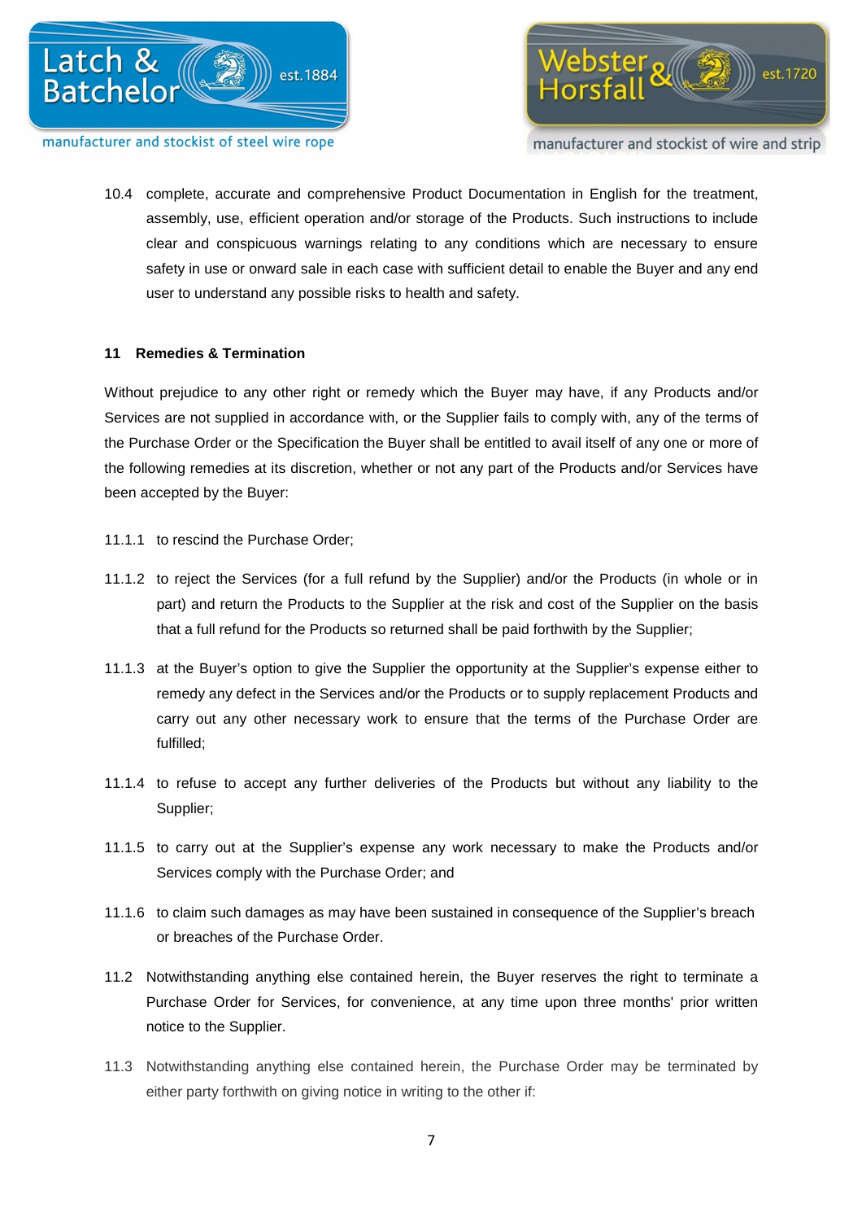10.4 complete, accurate and comprehensive Product Documentation in English for the treatment, assembly, use, efficient operation and/or storage of the Products. Such instructions to include clear and conspicuous warnings relating to any conditions which are necessary to ensure safety in use or onward sale in each case with sufficient detail to enable the Buyer and any end user to understand any possible risks to health and safety.

**11 Remedies & Termination**

Without prejudice to any other right or remedy which the Buyer may have, if any Products and/or Services are not supplied in accordance with, or the Supplier fails to comply with, any of the terms of the Purchase Order or the Specification the Buyer shall be entitled to avail itself of any one or more of the following remedies at its discretion, whether or not any part of the Products and/or Services have been accepted by the Buyer:

11.1.1 to rescind the Purchase Order;

11.1.2 to reject the Services (for a full refund by the Supplier) and/or the Products (in whole or in part) and return the Products to the Supplier at the risk and cost of the Supplier on the basis that a full refund for the Products so returned shall be paid forthwith by the Supplier;

11.1.3 at the Buyer's option to give the Supplier the opportunity at the Supplier's expense either to remedy any defect in the Services and/or the Products or to supply replacement Products and carry out any other necessary work to ensure that the terms of the Purchase Order are fulfilled;

11.1.4 to refuse to accept any further deliveries of the Products but without any liability to the Supplier;

11.1.5 to carry out at the Supplier's expense any work necessary to make the Products and/or Services comply with the Purchase Order; and

11.1.6 to claim such damages as may have been sustained in consequence of the Supplier's breach or breaches of the Purchase Order.

11.2 Notwithstanding anything else contained herein, the Buyer reserves the right to terminate a Purchase Order for Services, for convenience, at any time upon three months' prior written notice to the Supplier.

11.3 Notwithstanding anything else contained herein, the Purchase Order may be terminated by either party forthwith on giving notice in writing to the other if: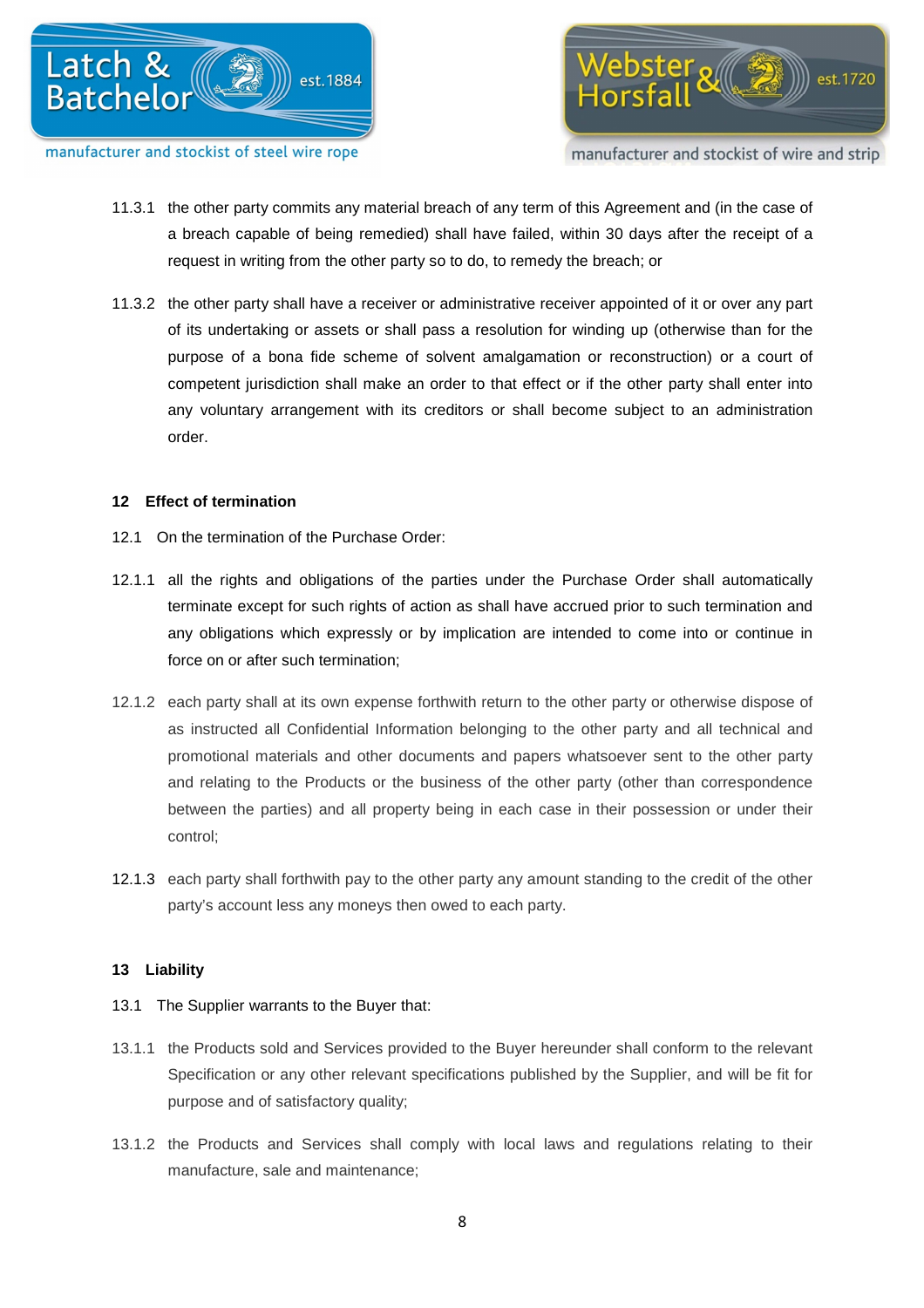11.3.1 the other party commits any material breach of any term of this Agreement and (in the case of a breach capable of being remedied) shall have failed, within 30 days after the receipt of a request in writing from the other party so to do, to remedy the breach; or

11.3.2 the other party shall have a receiver or administrative receiver appointed of it or over any part of its undertaking or assets or shall pass a resolution for winding up (otherwise than for the purpose of a bona fide scheme of solvent amalgamation or reconstruction) or a court of competent jurisdiction shall make an order to that effect or if the other party shall enter into any voluntary arrangement with its creditors or shall become subject to an administration order.

## 12 Effect of termination

12.1 On the termination of the Purchase Order:

12.1.1 all the rights and obligations of the parties under the Purchase Order shall automatically terminate except for such rights of action as shall have accrued prior to such termination and any obligations which expressly or by implication are intended to come into or continue in force on or after such termination;

12.1.2 each party shall at its own expense forthwith return to the other party or otherwise dispose of as instructed all Confidential Information belonging to the other party and all technical and promotional materials and other documents and papers whatsoever sent to the other party and relating to the Products or the business of the other party (other than correspondence between the parties) and all property being in each case in their possession or under their control;

12.1.3 each party shall forthwith pay to the other party any amount standing to the credit of the other party's account less any moneys then owed to each party.

## 13 Liability

13.1 The Supplier warrants to the Buyer that:

13.1.1 the Products sold and Services provided to the Buyer hereunder shall conform to the relevant Specification or any other relevant specifications published by the Supplier, and will be fit for purpose and of satisfactory quality;

13.1.2 the Products and Services shall comply with local laws and regulations relating to their manufacture, sale and maintenance;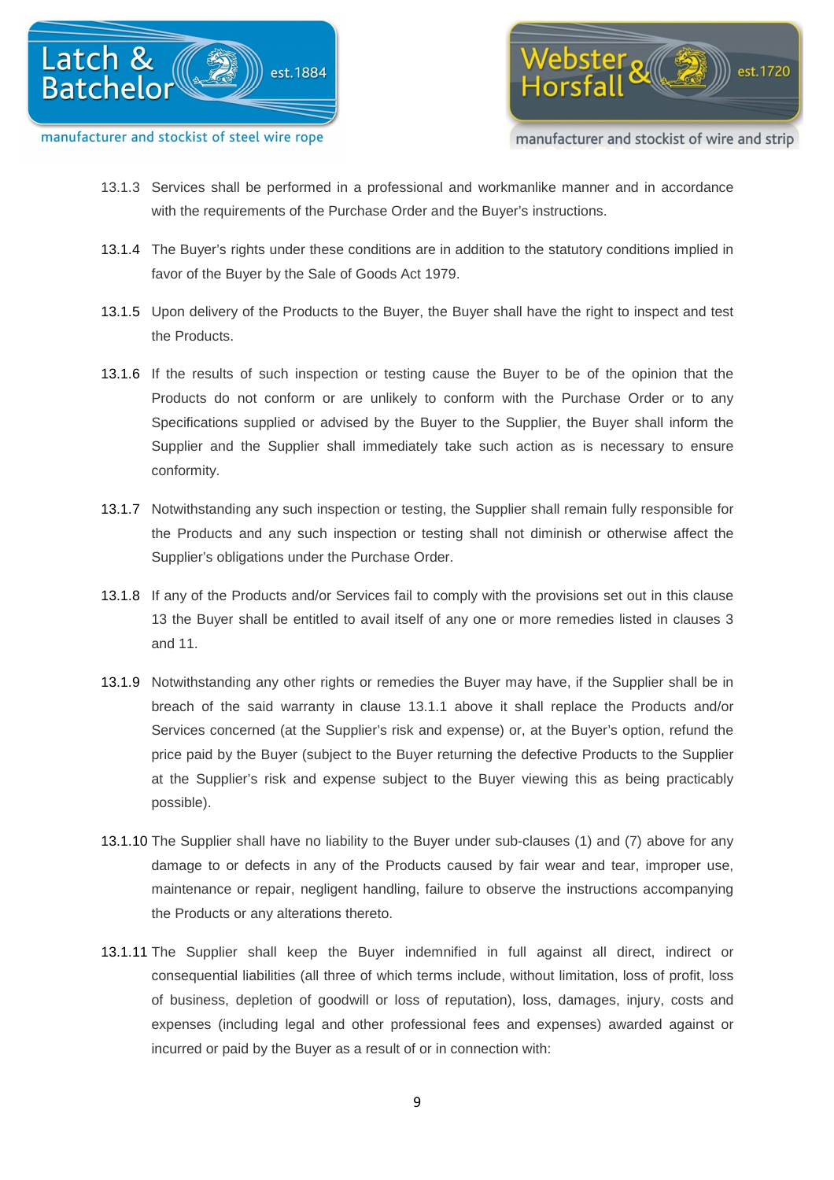13.1.3 Services shall be performed in a professional and workmanlike manner and in accordance with the requirements of the Purchase Order and the Buyer's instructions.

13.1.4 The Buyer's rights under these conditions are in addition to the statutory conditions implied in favor of the Buyer by the Sale of Goods Act 1979.

13.1.5 Upon delivery of the Products to the Buyer, the Buyer shall have the right to inspect and test the Products.

13.1.6 If the results of such inspection or testing cause the Buyer to be of the opinion that the Products do not conform or are unlikely to conform with the Purchase Order or to any Specifications supplied or advised by the Buyer to the Supplier, the Buyer shall inform the Supplier and the Supplier shall immediately take such action as is necessary to ensure conformity.

13.1.7 Notwithstanding any such inspection or testing, the Supplier shall remain fully responsible for the Products and any such inspection or testing shall not diminish or otherwise affect the Supplier's obligations under the Purchase Order.

13.1.8 If any of the Products and/or Services fail to comply with the provisions set out in this clause 13 the Buyer shall be entitled to avail itself of any one or more remedies listed in clauses 3 and 11.

13.1.9 Notwithstanding any other rights or remedies the Buyer may have, if the Supplier shall be in breach of the said warranty in clause 13.1.1 above it shall replace the Products and/or Services concerned (at the Supplier's risk and expense) or, at the Buyer's option, refund the price paid by the Buyer (subject to the Buyer returning the defective Products to the Supplier at the Supplier's risk and expense subject to the Buyer viewing this as being practicably possible).

13.1.10 The Supplier shall have no liability to the Buyer under sub-clauses (1) and (7) above for any damage to or defects in any of the Products caused by fair wear and tear, improper use, maintenance or repair, negligent handling, failure to observe the instructions accompanying the Products or any alterations thereto.

13.1.11 The Supplier shall keep the Buyer indemnified in full against all direct, indirect or consequential liabilities (all three of which terms include, without limitation, loss of profit, loss of business, depletion of goodwill or loss of reputation), loss, damages, injury, costs and expenses (including legal and other professional fees and expenses) awarded against or incurred or paid by the Buyer as a result of or in connection with: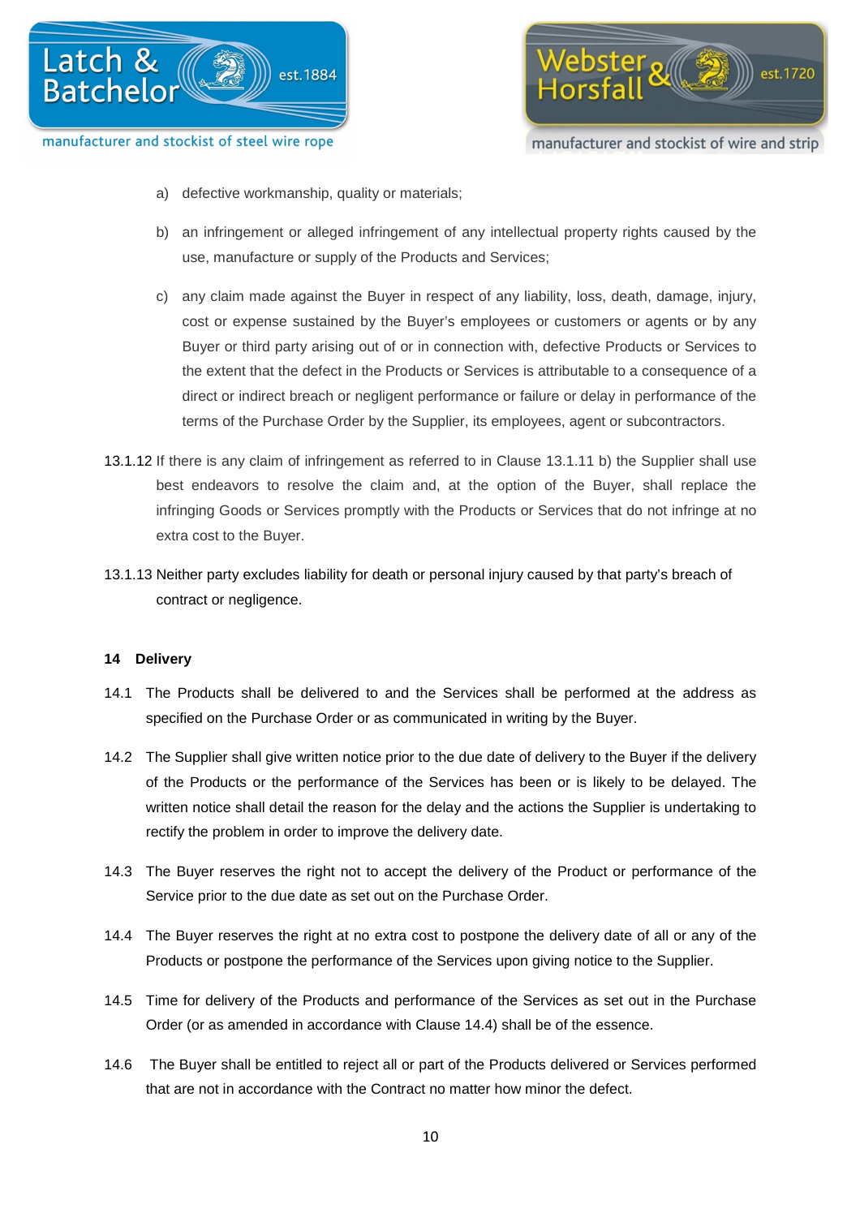a) defective workmanship, quality or materials;

b) an infringement or alleged infringement of any intellectual property rights caused by the use, manufacture or supply of the Products and Services;

c) any claim made against the Buyer in respect of any liability, loss, death, damage, injury, cost or expense sustained by the Buyer's employees or customers or agents or by any Buyer or third party arising out of or in connection with, defective Products or Services to the extent that the defect in the Products or Services is attributable to a consequence of a direct or indirect breach or negligent performance or failure or delay in performance of the terms of the Purchase Order by the Supplier, its employees, agent or subcontractors.

13.1.12 If there is any claim of infringement as referred to in Clause 13.1.11 b) the Supplier shall use best endeavors to resolve the claim and, at the option of the Buyer, shall replace the infringing Goods or Services promptly with the Products or Services that do not infringe at no extra cost to the Buyer.

13.1.13 Neither party excludes liability for death or personal injury caused by that party's breach of contract or negligence.

## 14 Delivery

14.1 The Products shall be delivered to and the Services shall be performed at the address as specified on the Purchase Order or as communicated in writing by the Buyer.

14.2 The Supplier shall give written notice prior to the due date of delivery to the Buyer if the delivery of the Products or the performance of the Services has been or is likely to be delayed. The written notice shall detail the reason for the delay and the actions the Supplier is undertaking to rectify the problem in order to improve the delivery date.

14.3 The Buyer reserves the right not to accept the delivery of the Product or performance of the Service prior to the due date as set out on the Purchase Order.

14.4 The Buyer reserves the right at no extra cost to postpone the delivery date of all or any of the Products or postpone the performance of the Services upon giving notice to the Supplier.

14.5 Time for delivery of the Products and performance of the Services as set out in the Purchase Order (or as amended in accordance with Clause 14.4) shall be of the essence.

14.6 The Buyer shall be entitled to reject all or part of the Products delivered or Services performed that are not in accordance with the Contract no matter how minor the defect.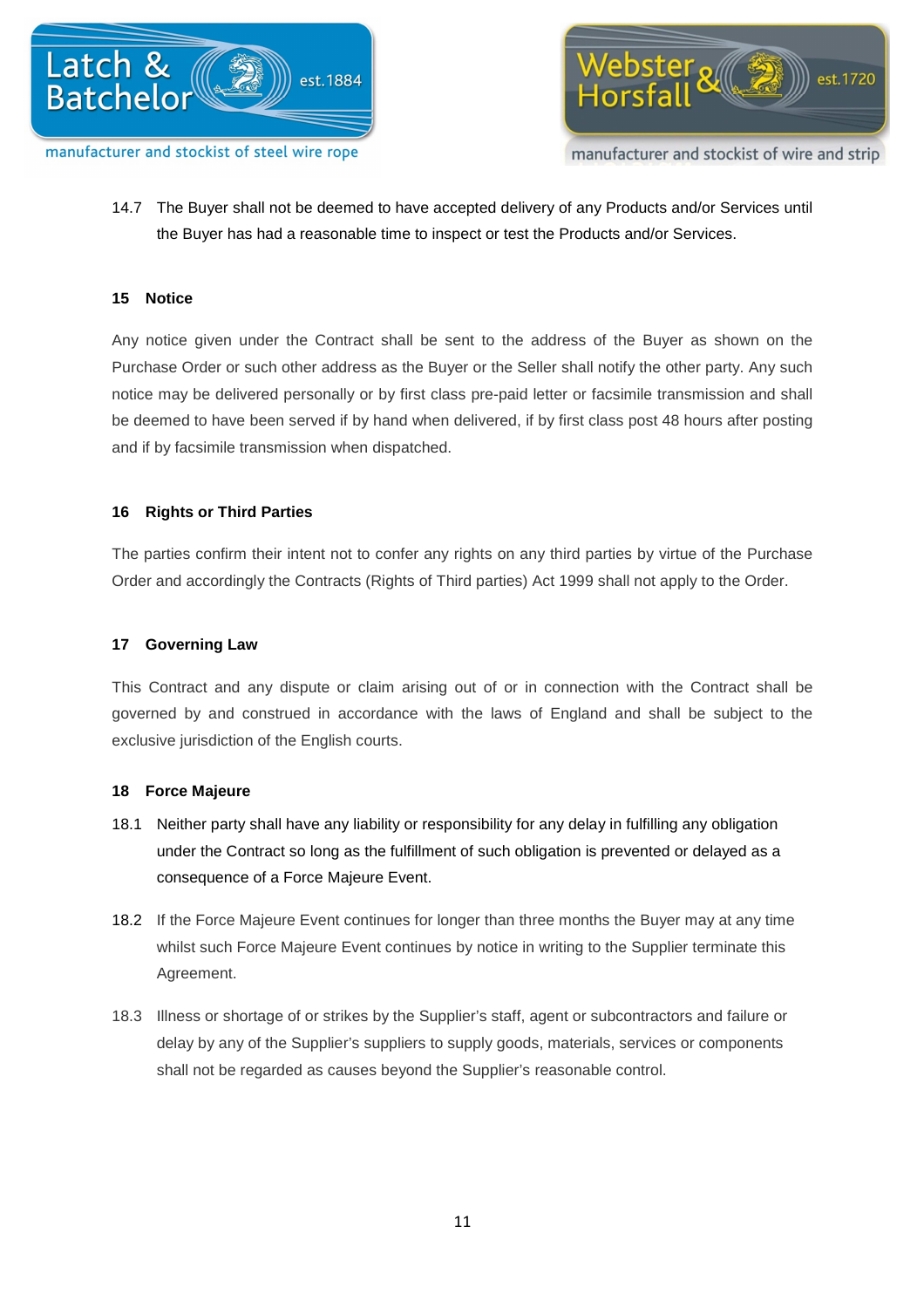14.7 The Buyer shall not be deemed to have accepted delivery of any Products and/or Services until the Buyer has had a reasonable time to inspect or test the Products and/or Services.

**15 Notice**

Any notice given under the Contract shall be sent to the address of the Buyer as shown on the Purchase Order or such other address as the Buyer or the Seller shall notify the other party. Any such notice may be delivered personally or by first class pre-paid letter or facsimile transmission and shall be deemed to have been served if by hand when delivered, if by first class post 48 hours after posting and if by facsimile transmission when dispatched.

**16 Rights or Third Parties**

The parties confirm their intent not to confer any rights on any third parties by virtue of the Purchase Order and accordingly the Contracts (Rights of Third parties) Act 1999 shall not apply to the Order.

**17 Governing Law**

This Contract and any dispute or claim arising out of or in connection with the Contract shall be governed by and construed in accordance with the laws of England and shall be subject to the exclusive jurisdiction of the English courts.

**18 Force Majeure**

18.1 Neither party shall have any liability or responsibility for any delay in fulfilling any obligation under the Contract so long as the fulfillment of such obligation is prevented or delayed as a consequence of a Force Majeure Event.

18.2 If the Force Majeure Event continues for longer than three months the Buyer may at any time whilst such Force Majeure Event continues by notice in writing to the Supplier terminate this Agreement.

18.3 Illness or shortage of or strikes by the Supplier's staff, agent or subcontractors and failure or delay by any of the Supplier's suppliers to supply goods, materials, services or components shall not be regarded as causes beyond the Supplier's reasonable control.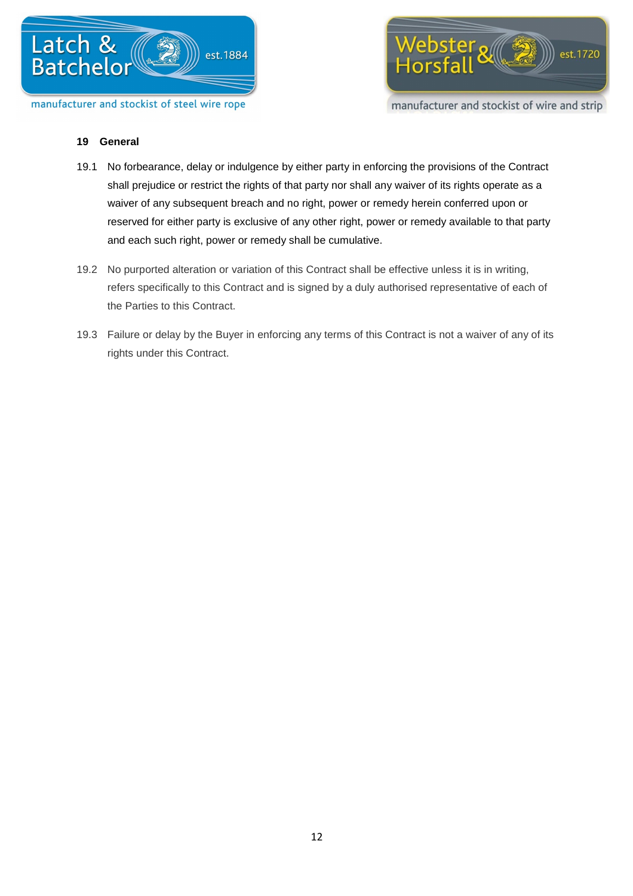## 19 General

19.1 No forbearance, delay or indulgence by either party in enforcing the provisions of the Contract shall prejudice or restrict the rights of that party nor shall any waiver of its rights operate as a waiver of any subsequent breach and no right, power or remedy herein conferred upon or reserved for either party is exclusive of any other right, power or remedy available to that party and each such right, power or remedy shall be cumulative.

19.2 No purported alteration or variation of this Contract shall be effective unless it is in writing, refers specifically to this Contract and is signed by a duly authorised representative of each of the Parties to this Contract.

19.3 Failure or delay by the Buyer in enforcing any terms of this Contract is not a waiver of any of its rights under this Contract.